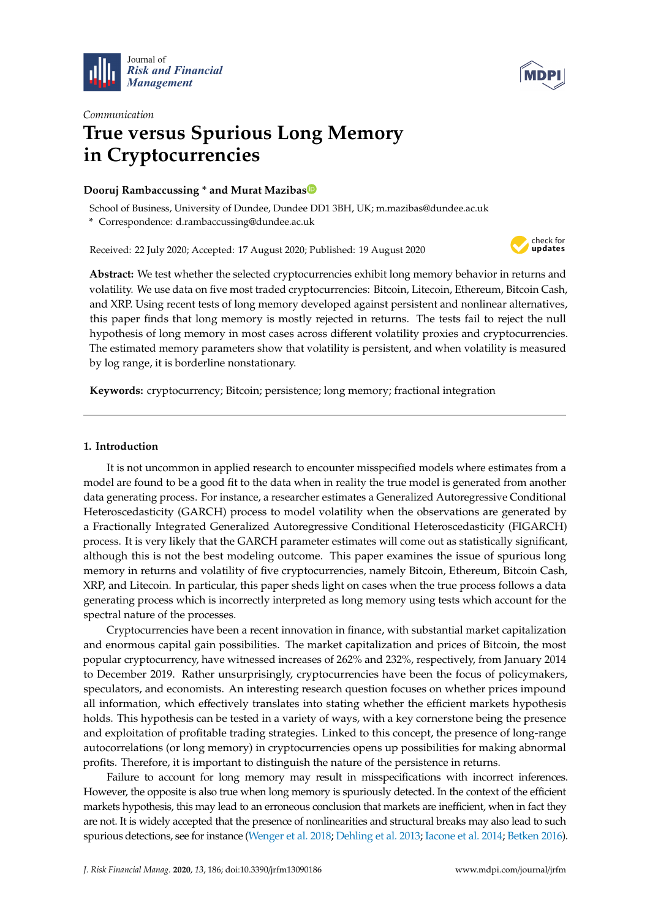*Communication*

# True versus Spurious Long Memory in Cryptocurrencies

**Dooruj Rambaccussing * and Murat Mazibas**

School of Business, University of Dundee, Dundee DD1 3BH, UK; m.mazibas@dundee.ac.uk

* Correspondence: d.rambaccussing@dundee.ac.uk

Received: 22 July 2020; Accepted: 17 August 2020; Published: 19 August 2020

**Abstract:** We test whether the selected cryptocurrencies exhibit long memory behavior in returns and volatility. We use data on five most traded cryptocurrencies: Bitcoin, Litecoin, Ethereum, Bitcoin Cash, and XRP. Using recent tests of long memory developed against persistent and nonlinear alternatives, this paper finds that long memory is mostly rejected in returns. The tests fail to reject the null hypothesis of long memory in most cases across different volatility proxies and cryptocurrencies. The estimated memory parameters show that volatility is persistent, and when volatility is measured by log range, it is borderline nonstationary.

**Keywords:** cryptocurrency; Bitcoin; persistence; long memory; fractional integration

## 1. Introduction

It is not uncommon in applied research to encounter misspecified models where estimates from a model are found to be a good fit to the data when in reality the true model is generated from another data generating process. For instance, a researcher estimates a Generalized Autoregressive Conditional Heteroscedasticity (GARCH) process to model volatility when the observations are generated by a Fractionally Integrated Generalized Autoregressive Conditional Heteroscedasticity (FIGARCH) process. It is very likely that the GARCH parameter estimates will come out as statistically significant, although this is not the best modeling outcome. This paper examines the issue of spurious long memory in returns and volatility of five cryptocurrencies, namely Bitcoin, Ethereum, Bitcoin Cash, XRP, and Litecoin. In particular, this paper sheds light on cases when the true process follows a data generating process which is incorrectly interpreted as long memory using tests which account for the spectral nature of the processes.

Cryptocurrencies have been a recent innovation in finance, with substantial market capitalization and enormous capital gain possibilities. The market capitalization and prices of Bitcoin, the most popular cryptocurrency, have witnessed increases of 262% and 232%, respectively, from January 2014 to December 2019. Rather unsurprisingly, cryptocurrencies have been the focus of policymakers, speculators, and economists. An interesting research question focuses on whether prices impound all information, which effectively translates into stating whether the efficient markets hypothesis holds. This hypothesis can be tested in a variety of ways, with a key cornerstone being the presence and exploitation of profitable trading strategies. Linked to this concept, the presence of long-range autocorrelations (or long memory) in cryptocurrencies opens up possibilities for making abnormal profits. Therefore, it is important to distinguish the nature of the persistence in returns.

Failure to account for long memory may result in misspecifications with incorrect inferences. However, the opposite is also true when long memory is spuriously detected. In the context of the efficient markets hypothesis, this may lead to an erroneous conclusion that markets are inefficient, when in fact they are not. It is widely accepted that the presence of nonlinearities and structural breaks may also lead to such spurious detections, see for instance (Wenger et al. 2018; Dehling et al. 2013; Iacone et al. 2014; Betken 2016).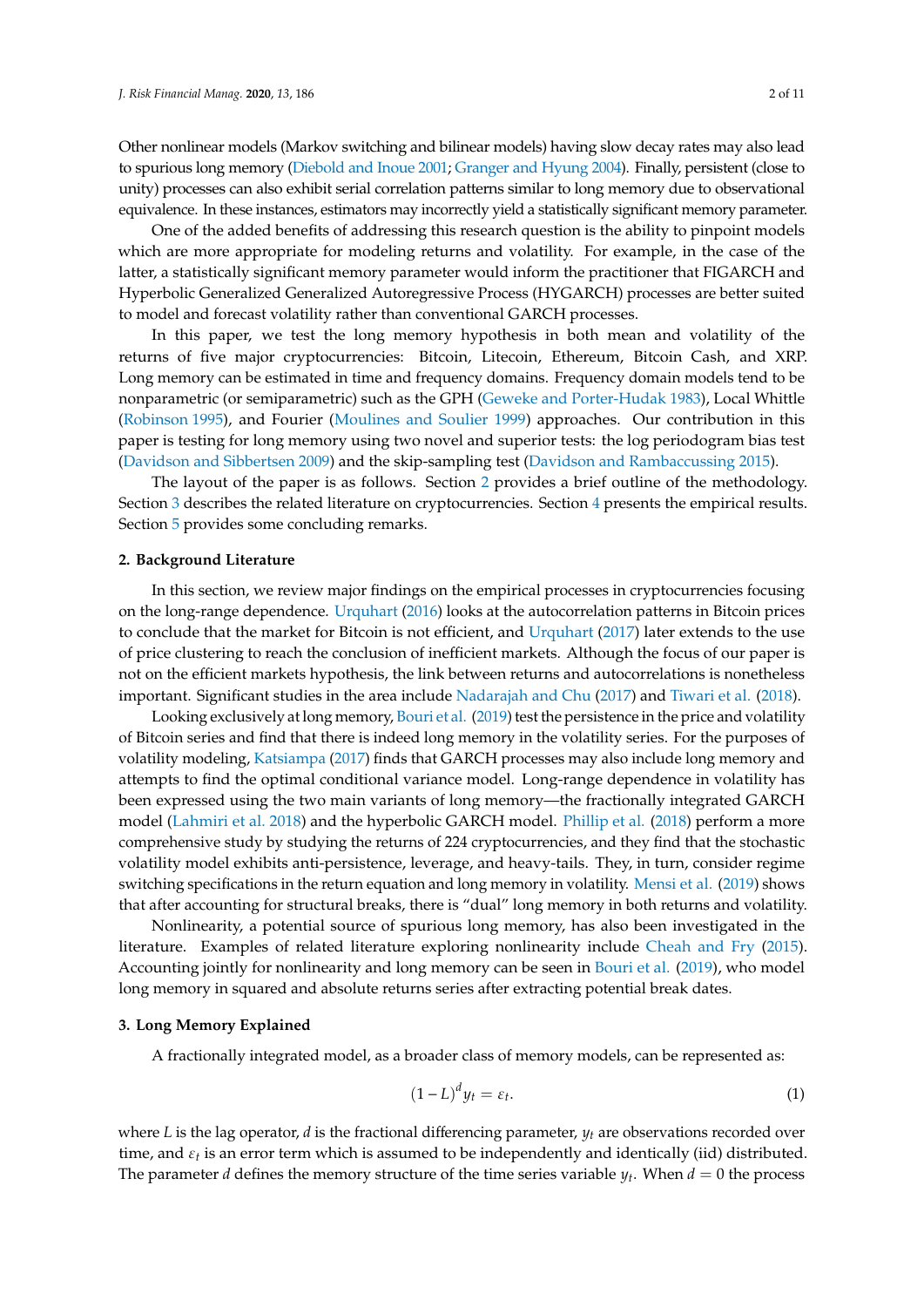Other nonlinear models (Markov switching and bilinear models) having slow decay rates may also lead to spurious long memory (Diebold and Inoue 2001; Granger and Hyung 2004). Finally, persistent (close to unity) processes can also exhibit serial correlation patterns similar to long memory due to observational equivalence. In these instances, estimators may incorrectly yield a statistically significant memory parameter.

One of the added benefits of addressing this research question is the ability to pinpoint models which are more appropriate for modeling returns and volatility. For example, in the case of the latter, a statistically significant memory parameter would inform the practitioner that FIGARCH and Hyperbolic Generalized Generalized Autoregressive Process (HYGARCH) processes are better suited to model and forecast volatility rather than conventional GARCH processes.

In this paper, we test the long memory hypothesis in both mean and volatility of the returns of five major cryptocurrencies: Bitcoin, Litecoin, Ethereum, Bitcoin Cash, and XRP. Long memory can be estimated in time and frequency domains. Frequency domain models tend to be nonparametric (or semiparametric) such as the GPH (Geweke and Porter-Hudak 1983), Local Whittle (Robinson 1995), and Fourier (Moulines and Soulier 1999) approaches. Our contribution in this paper is testing for long memory using two novel and superior tests: the log periodogram bias test (Davidson and Sibbertsen 2009) and the skip-sampling test (Davidson and Rambaccussing 2015).

The layout of the paper is as follows. Section 2 provides a brief outline of the methodology. Section 3 describes the related literature on cryptocurrencies. Section 4 presents the empirical results. Section 5 provides some concluding remarks.

## 2. Background Literature

In this section, we review major findings on the empirical processes in cryptocurrencies focusing on the long-range dependence. Urquhart (2016) looks at the autocorrelation patterns in Bitcoin prices to conclude that the market for Bitcoin is not efficient, and Urquhart (2017) later extends to the use of price clustering to reach the conclusion of inefficient markets. Although the focus of our paper is not on the efficient markets hypothesis, the link between returns and autocorrelations is nonetheless important. Significant studies in the area include Nadarajah and Chu (2017) and Tiwari et al. (2018).

Looking exclusively at long memory, Bouri et al. (2019) test the persistence in the price and volatility of Bitcoin series and find that there is indeed long memory in the volatility series. For the purposes of volatility modeling, Katsiampa (2017) finds that GARCH processes may also include long memory and attempts to find the optimal conditional variance model. Long-range dependence in volatility has been expressed using the two main variants of long memory—the fractionally integrated GARCH model (Lahmiri et al. 2018) and the hyperbolic GARCH model. Phillip et al. (2018) perform a more comprehensive study by studying the returns of 224 cryptocurrencies, and they find that the stochastic volatility model exhibits anti-persistence, leverage, and heavy-tails. They, in turn, consider regime switching specifications in the return equation and long memory in volatility. Mensi et al. (2019) shows that after accounting for structural breaks, there is "dual" long memory in both returns and volatility.

Nonlinearity, a potential source of spurious long memory, has also been investigated in the literature. Examples of related literature exploring nonlinearity include Cheah and Fry (2015). Accounting jointly for nonlinearity and long memory can be seen in Bouri et al. (2019), who model long memory in squared and absolute returns series after extracting potential break dates.

## 3. Long Memory Explained

A fractionally integrated model, as a broader class of memory models, can be represented as:

$$(1 - L)^d y_t = \varepsilon_t. \tag{1}$$

where $L$ is the lag operator, $d$ is the fractional differencing parameter, $y_t$ are observations recorded over time, and $\varepsilon_t$ is an error term which is assumed to be independently and identically (iid) distributed. The parameter $d$ defines the memory structure of the time series variable $y_t$. When $d = 0$ the process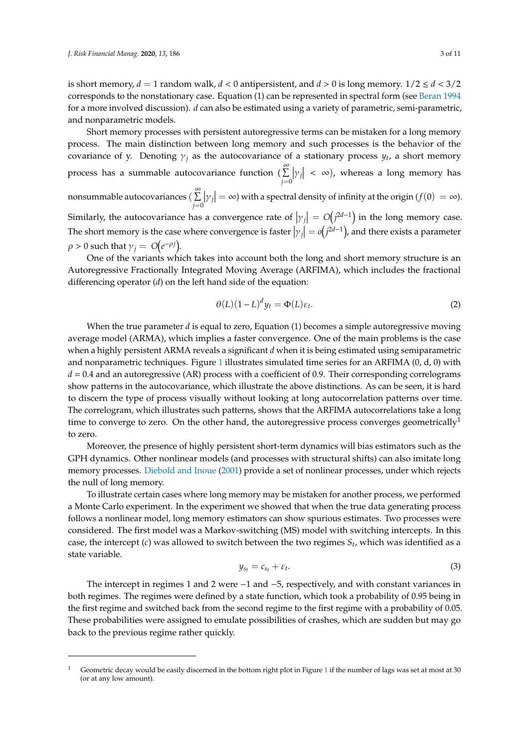is short memory, $d = 1$ random walk, $d < 0$ antipersistent, and $d > 0$ is long memory. $1/2 \leq d < 3/2$ corresponds to the nonstationary case. Equation (1) can be represented in spectral form (see Beran 1994 for a more involved discussion). $d$ can also be estimated using a variety of parametric, semi-parametric, and nonparametric models.

Short memory processes with persistent autoregressive terms can be mistaken for a long memory process. The main distinction between long memory and such processes is the behavior of the covariance of y. Denoting $\gamma_j$ as the autocovariance of a stationary process $y_t$, a short memory process has a summable autocovariance function ($\sum_{j=0}^{\infty} |\gamma_j| < \infty$), whereas a long memory has nonsummable autocovariances ($\sum_{j=0}^{\infty} |\gamma_j| = \infty$) with a spectral density of infinity at the origin ($f(0) = \infty$). Similarly, the autocovariance has a convergence rate of $|\gamma_j| = O\left(j^{2d-1}\right)$ in the long memory case. The short memory is the case where convergence is faster $|\gamma_j| = o\left(j^{2d-1}\right)$, and there exists a parameter $\rho > 0$ such that $\gamma_j = O\left(e^{-\rho j}\right)$.

One of the variants which takes into account both the long and short memory structure is an Autoregressive Fractionally Integrated Moving Average (ARFIMA), which includes the fractional differencing operator ($d$) on the left hand side of the equation:

$$\theta(L)(1-L)^d y_t = \Phi(L)\varepsilon_t. \tag{2}$$

When the true parameter $d$ is equal to zero, Equation (1) becomes a simple autoregressive moving average model (ARMA), which implies a faster convergence. One of the main problems is the case when a highly persistent ARMA reveals a significant $d$ when it is being estimated using semiparametric and nonparametric techniques. Figure 1 illustrates simulated time series for an ARFIMA (0, d, 0) with $d = 0.4$ and an autoregressive (AR) process with a coefficient of 0.9. Their corresponding correlograms show patterns in the autocovariance, which illustrate the above distinctions. As can be seen, it is hard to discern the type of process visually without looking at long autocorrelation patterns over time. The correlogram, which illustrates such patterns, shows that the ARFIMA autocorrelations take a long time to converge to zero. On the other hand, the autoregressive process converges geometrically[1] to zero.

Moreover, the presence of highly persistent short-term dynamics will bias estimators such as the GPH dynamics. Other nonlinear models (and processes with structural shifts) can also imitate long memory processes. Diebold and Inoue (2001) provide a set of nonlinear processes, under which rejects the null of long memory.

To illustrate certain cases where long memory may be mistaken for another process, we performed a Monte Carlo experiment. In the experiment we showed that when the true data generating process follows a nonlinear model, long memory estimators can show spurious estimates. Two processes were considered. The first model was a Markov-switching (MS) model with switching intercepts. In this case, the intercept ($c$) was allowed to switch between the two regimes $S_t$, which was identified as a state variable.

$$y_{s_t} = c_{s_t} + \varepsilon_t. \tag{3}$$

The intercept in regimes 1 and 2 were −1 and −5, respectively, and with constant variances in both regimes. The regimes were defined by a state function, which took a probability of 0.95 being in the first regime and switched back from the second regime to the first regime with a probability of 0.05. These probabilities were assigned to emulate possibilities of crashes, which are sudden but may go back to the previous regime rather quickly.

[1] Geometric decay would be easily discerned in the bottom right plot in Figure 1 if the number of lags was set at most at 30 (or at any low amount).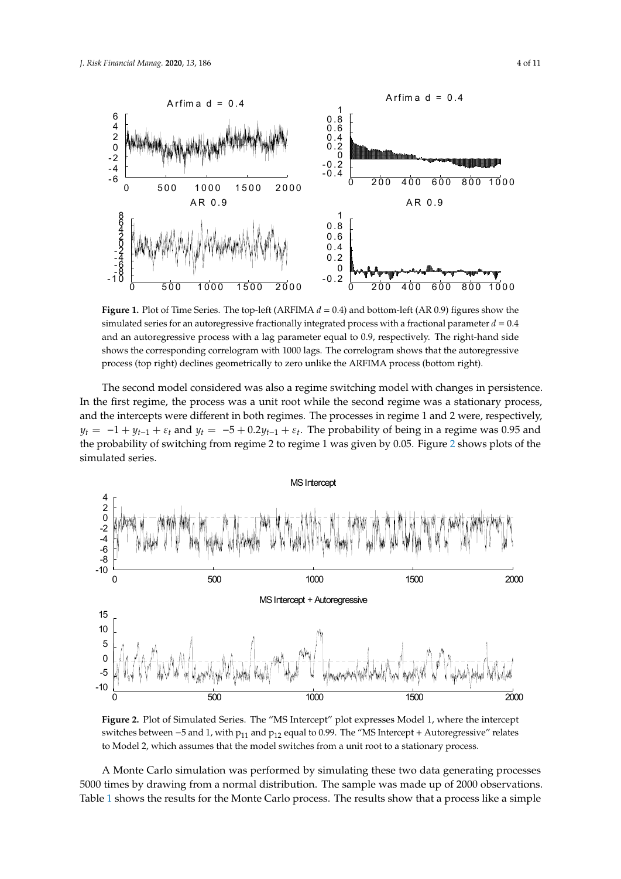Arfima d = 0.4

6
4
2
0
-2
-4
-6
0 500 1000 1500 2000

Arfima d = 0.4

1
0.8
0.6
0.4
0.2
0
-0.2
-0.4
0 200 400 600 800 1000

AR 0.9

8
6
4
2
0
-2
-4
-6
-8
-10
0 500 1000 1500 2000

AR 0.9

1
0.8
0.6
0.4
0.2
0
-0.2
0 200 400 600 800 1000

**Figure 1.** Plot of Time Series. The top-left (ARFIMA $d = 0.4$) and bottom-left (AR 0.9) figures show the simulated series for an autoregressive fractionally integrated process with a fractional parameter $d = 0.4$ and an autoregressive process with a lag parameter equal to 0.9, respectively. The right-hand side shows the corresponding correlogram with 1000 lags. The correlogram shows that the autoregressive process (top right) declines geometrically to zero unlike the ARFIMA process (bottom right).

The second model considered was also a regime switching model with changes in persistence. In the first regime, the process was a unit root while the second regime was a stationary process, and the intercepts were different in both regimes. The processes in regime 1 and 2 were, respectively, $y_t = -1 + y_{t-1} + \varepsilon_t$ and $y_t = -5 + 0.2y_{t-1} + \varepsilon_t$. The probability of being in a regime was 0.95 and the probability of switching from regime 2 to regime 1 was given by 0.05. Figure 2 shows plots of the simulated series.

MS Intercept

4
2
0
-2
-4
-6
-8
-10
0 500 1000 1500 2000

MS Intercept + Autoregressive

15
10
5
0
-5
-10
0 500 1000 1500 2000

**Figure 2.** Plot of Simulated Series. The "MS Intercept" plot expresses Model 1, where the intercept switches between −5 and 1, with $p_{11}$ and $p_{12}$ equal to 0.99. The "MS Intercept + Autoregressive" relates to Model 2, which assumes that the model switches from a unit root to a stationary process.

A Monte Carlo simulation was performed by simulating these two data generating processes 5000 times by drawing from a normal distribution. The sample was made up of 2000 observations. Table 1 shows the results for the Monte Carlo process. The results show that a process like a simple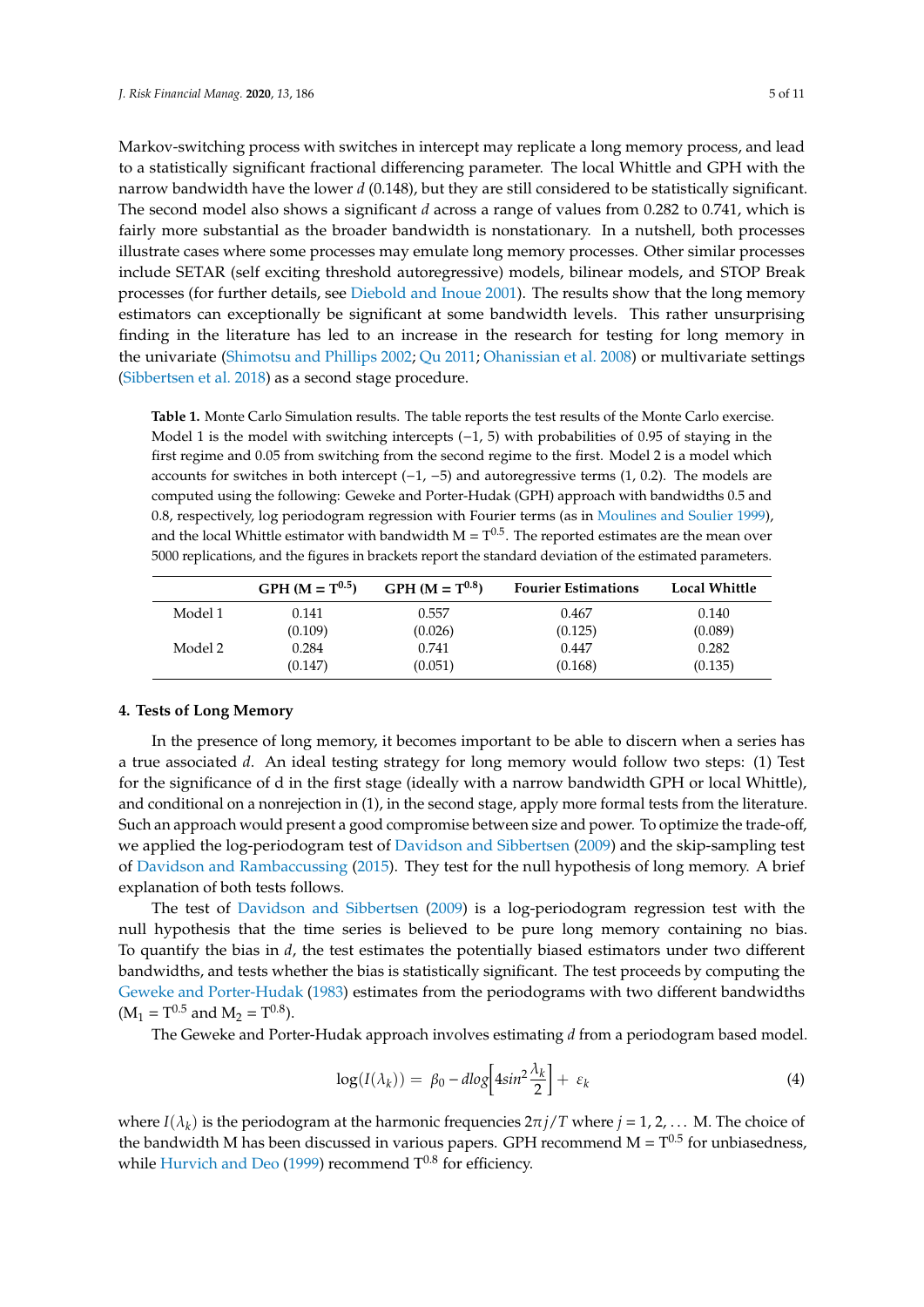Markov-switching process with switches in intercept may replicate a long memory process, and lead to a statistically significant fractional differencing parameter. The local Whittle and GPH with the narrow bandwidth have the lower $d$ (0.148), but they are still considered to be statistically significant. The second model also shows a significant $d$ across a range of values from 0.282 to 0.741, which is fairly more substantial as the broader bandwidth is nonstationary. In a nutshell, both processes illustrate cases where some processes may emulate long memory processes. Other similar processes include SETAR (self exciting threshold autoregressive) models, bilinear models, and STOP Break processes (for further details, see Diebold and Inoue 2001). The results show that the long memory estimators can exceptionally be significant at some bandwidth levels. This rather unsurprising finding in the literature has led to an increase in the research for testing for long memory in the univariate (Shimotsu and Phillips 2002; Qu 2011; Ohanissian et al. 2008) or multivariate settings (Sibbertsen et al. 2018) as a second stage procedure.

**Table 1.** Monte Carlo Simulation results. The table reports the test results of the Monte Carlo exercise. Model 1 is the model with switching intercepts (−1, 5) with probabilities of 0.95 of staying in the first regime and 0.05 from switching from the second regime to the first. Model 2 is a model which accounts for switches in both intercept (−1, −5) and autoregressive terms (1, 0.2). The models are computed using the following: Geweke and Porter-Hudak (GPH) approach with bandwidths 0.5 and 0.8, respectively, log periodogram regression with Fourier terms (as in Moulines and Soulier 1999), and the local Whittle estimator with bandwidth $M = T^{0.5}$. The reported estimates are the mean over 5000 replications, and the figures in brackets report the standard deviation of the estimated parameters.

| | GPH ($M = T^{0.5}$) | GPH ($M = T^{0.8}$) | Fourier Estimations | Local Whittle |
|---|---|---|---|---|
| Model 1 | 0.141 | 0.557 | 0.467 | 0.140 |
| | (0.109) | (0.026) | (0.125) | (0.089) |
| Model 2 | 0.284 | 0.741 | 0.447 | 0.282 |
| | (0.147) | (0.051) | (0.168) | (0.135) |

## 4. Tests of Long Memory

In the presence of long memory, it becomes important to be able to discern when a series has a true associated $d$. An ideal testing strategy for long memory would follow two steps: (1) Test for the significance of d in the first stage (ideally with a narrow bandwidth GPH or local Whittle), and conditional on a nonrejection in (1), in the second stage, apply more formal tests from the literature. Such an approach would present a good compromise between size and power. To optimize the trade-off, we applied the log-periodogram test of Davidson and Sibbertsen (2009) and the skip-sampling test of Davidson and Rambaccussing (2015). They test for the null hypothesis of long memory. A brief explanation of both tests follows.

The test of Davidson and Sibbertsen (2009) is a log-periodogram regression test with the null hypothesis that the time series is believed to be pure long memory containing no bias. To quantify the bias in $d$, the test estimates the potentially biased estimators under two different bandwidths, and tests whether the bias is statistically significant. The test proceeds by computing the Geweke and Porter-Hudak (1983) estimates from the periodograms with two different bandwidths ($M_1 = T^{0.5}$ and $M_2 = T^{0.8}$).

The Geweke and Porter-Hudak approach involves estimating $d$ from a periodogram based model.

$$\log(I(\lambda_k)) = \beta_0 - d\log\left[4\sin^2\frac{\lambda_k}{2}\right] + \varepsilon_k \tag{4}$$

where $I(\lambda_k)$ is the periodogram at the harmonic frequencies $2\pi j/T$ where $j = 1, 2, \ldots$ M. The choice of the bandwidth M has been discussed in various papers. GPH recommend $M = T^{0.5}$ for unbiasedness, while Hurvich and Deo (1999) recommend $T^{0.8}$ for efficiency.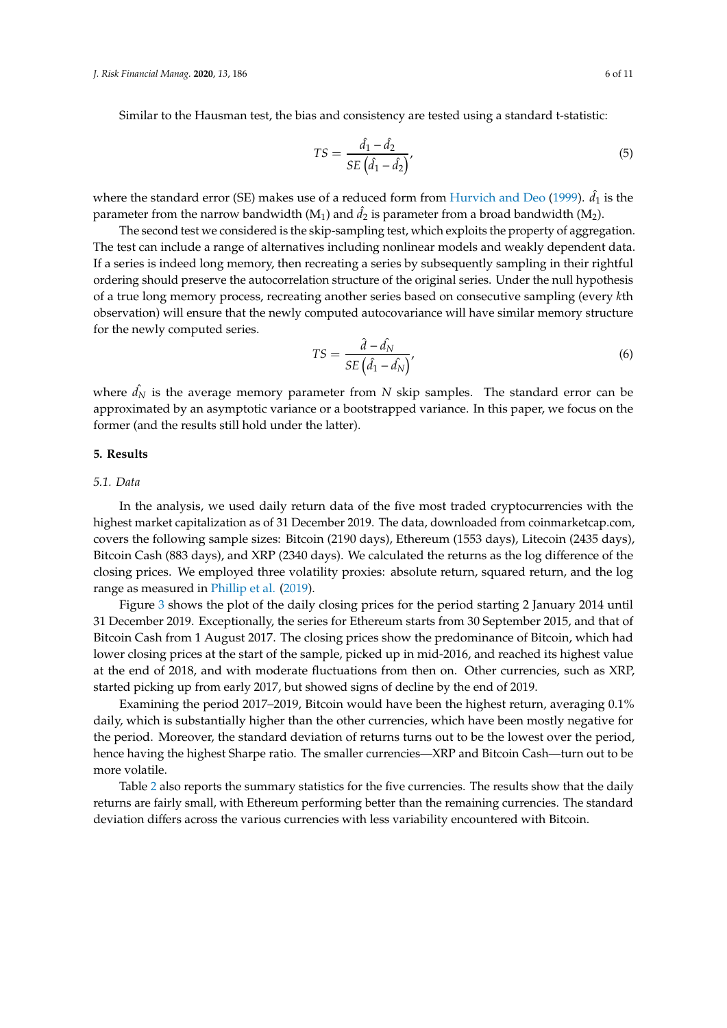Similar to the Hausman test, the bias and consistency are tested using a standard t-statistic:

$$TS = \frac{\hat{d_1} - \hat{d_2}}{SE\left(\hat{d_1} - \hat{d_2}\right)}, \tag{5}$$

where the standard error (SE) makes use of a reduced form from Hurvich and Deo (1999). $\hat{d_1}$ is the parameter from the narrow bandwidth ($M_1$) and $\hat{d_2}$ is parameter from a broad bandwidth ($M_2$).

The second test we considered is the skip-sampling test, which exploits the property of aggregation. The test can include a range of alternatives including nonlinear models and weakly dependent data. If a series is indeed long memory, then recreating a series by subsequently sampling in their rightful ordering should preserve the autocorrelation structure of the original series. Under the null hypothesis of a true long memory process, recreating another series based on consecutive sampling (every *k*th observation) will ensure that the newly computed autocovariance will have similar memory structure for the newly computed series.

$$TS = \frac{\hat{d} - \hat{d_N}}{SE\left(\hat{d_1} - \hat{d_N}\right)}, \tag{6}$$

where $\hat{d_N}$ is the average memory parameter from $N$ skip samples. The standard error can be approximated by an asymptotic variance or a bootstrapped variance. In this paper, we focus on the former (and the results still hold under the latter).

## 5. Results

### 5.1. Data

In the analysis, we used daily return data of the five most traded cryptocurrencies with the highest market capitalization as of 31 December 2019. The data, downloaded from coinmarketcap.com, covers the following sample sizes: Bitcoin (2190 days), Ethereum (1553 days), Litecoin (2435 days), Bitcoin Cash (883 days), and XRP (2340 days). We calculated the returns as the log difference of the closing prices. We employed three volatility proxies: absolute return, squared return, and the log range as measured in Phillip et al. (2019).

Figure 3 shows the plot of the daily closing prices for the period starting 2 January 2014 until 31 December 2019. Exceptionally, the series for Ethereum starts from 30 September 2015, and that of Bitcoin Cash from 1 August 2017. The closing prices show the predominance of Bitcoin, which had lower closing prices at the start of the sample, picked up in mid-2016, and reached its highest value at the end of 2018, and with moderate fluctuations from then on. Other currencies, such as XRP, started picking up from early 2017, but showed signs of decline by the end of 2019.

Examining the period 2017–2019, Bitcoin would have been the highest return, averaging 0.1% daily, which is substantially higher than the other currencies, which have been mostly negative for the period. Moreover, the standard deviation of returns turns out to be the lowest over the period, hence having the highest Sharpe ratio. The smaller currencies—XRP and Bitcoin Cash—turn out to be more volatile.

Table 2 also reports the summary statistics for the five currencies. The results show that the daily returns are fairly small, with Ethereum performing better than the remaining currencies. The standard deviation differs across the various currencies with less variability encountered with Bitcoin.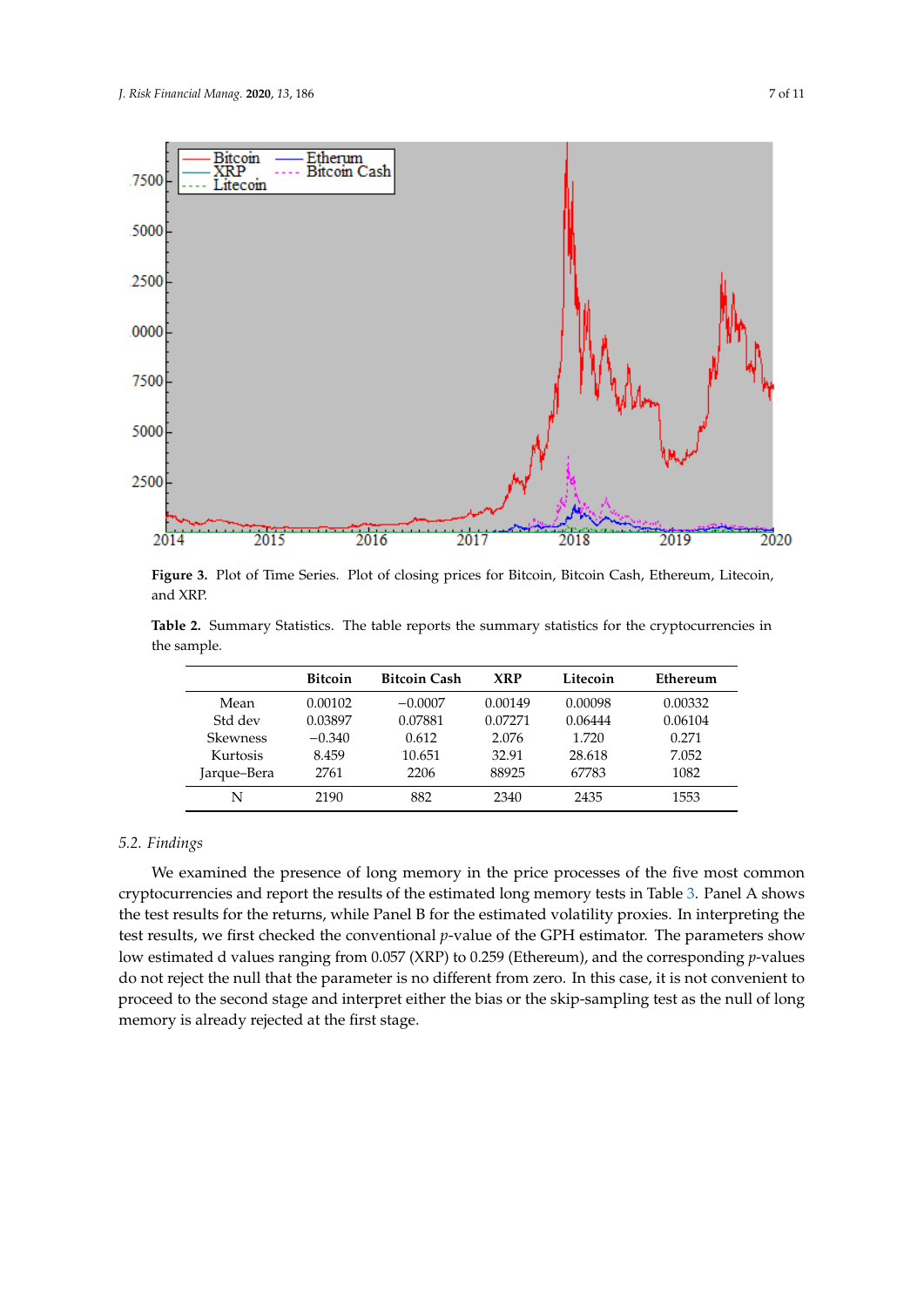**Figure 3.** Plot of Time Series. Plot of closing prices for Bitcoin, Bitcoin Cash, Ethereum, Litecoin, and XRP.

**Table 2.** Summary Statistics. The table reports the summary statistics for the cryptocurrencies in the sample.

| | Bitcoin | Bitcoin Cash | XRP | Litecoin | Ethereum |
|---|---|---|---|---|---|
| Mean | 0.00102 | −0.0007 | 0.00149 | 0.00098 | 0.00332 |
| Std dev | 0.03897 | 0.07881 | 0.07271 | 0.06444 | 0.06104 |
| Skewness | −0.340 | 0.612 | 2.076 | 1.720 | 0.271 |
| Kurtosis | 8.459 | 10.651 | 32.91 | 28.618 | 7.052 |
| Jarque–Bera | 2761 | 2206 | 88925 | 67783 | 1082 |
| N | 2190 | 882 | 2340 | 2435 | 1553 |

### *5.2. Findings*

We examined the presence of long memory in the price processes of the five most common cryptocurrencies and report the results of the estimated long memory tests in Table 3. Panel A shows the test results for the returns, while Panel B for the estimated volatility proxies. In interpreting the test results, we first checked the conventional *p*-value of the GPH estimator. The parameters show low estimated d values ranging from 0.057 (XRP) to 0.259 (Ethereum), and the corresponding *p*-values do not reject the null that the parameter is no different from zero. In this case, it is not convenient to proceed to the second stage and interpret either the bias or the skip-sampling test as the null of long memory is already rejected at the first stage.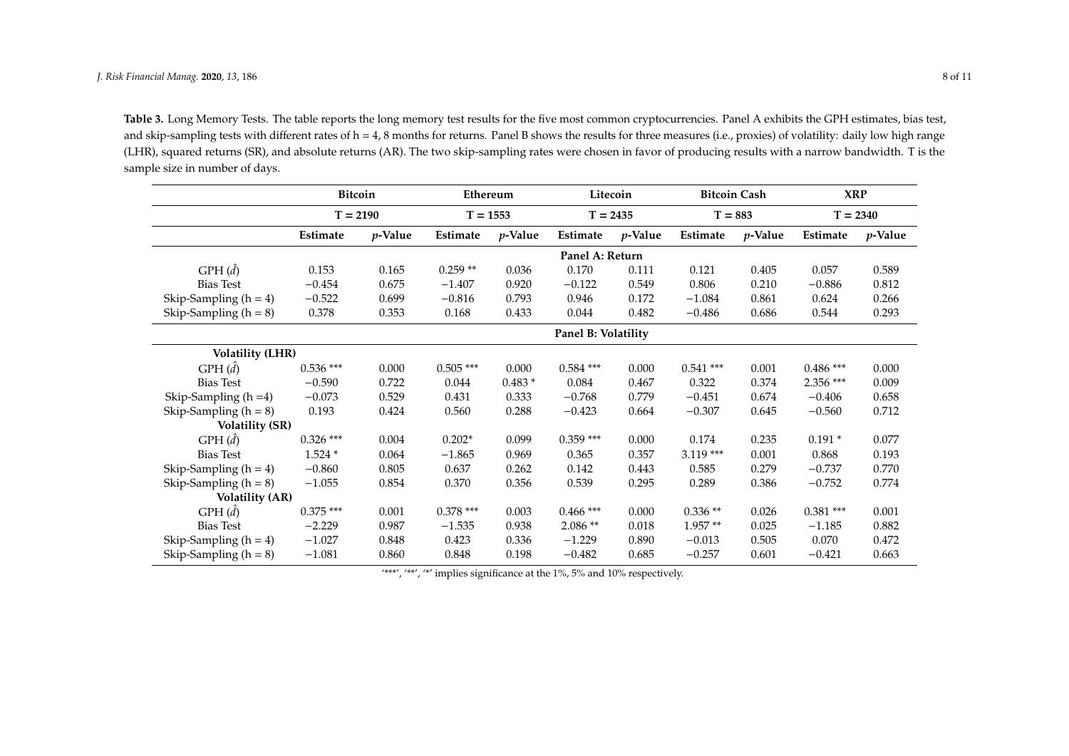**Table 3.** Long Memory Tests. The table reports the long memory test results for the five most common cryptocurrencies. Panel A exhibits the GPH estimates, bias test, and skip-sampling tests with different rates of h = 4, 8 months for returns. Panel B shows the results for three measures (i.e., proxies) of volatility: daily low high range (LHR), squared returns (SR), and absolute returns (AR). The two skip-sampling rates were chosen in favor of producing results with a narrow bandwidth. T is the sample size in number of days.

| | Bitcoin | | Ethereum | | Litecoin | | Bitcoin Cash | | XRP | |
|---|---|---|---|---|---|---|---|---|---|---|
| | T = 2190 | | T = 1553 | | T = 2435 | | T = 883 | | T = 2340 | |
| | **Estimate** | ***p*-Value** | **Estimate** | ***p*-Value** | **Estimate** | ***p*-Value** | **Estimate** | ***p*-Value** | **Estimate** | ***p*-Value** |
| | | | | | **Panel A: Return** | | | | | |
| GPH ($\hat{d}$) | 0.153 | 0.165 | 0.259 ** | 0.036 | 0.170 | 0.111 | 0.121 | 0.405 | 0.057 | 0.589 |
| Bias Test | −0.454 | 0.675 | −1.407 | 0.920 | −0.122 | 0.549 | 0.806 | 0.210 | −0.886 | 0.812 |
| Skip-Sampling (h = 4) | −0.522 | 0.699 | −0.816 | 0.793 | 0.946 | 0.172 | −1.084 | 0.861 | 0.624 | 0.266 |
| Skip-Sampling (h = 8) | 0.378 | 0.353 | 0.168 | 0.433 | 0.044 | 0.482 | −0.486 | 0.686 | 0.544 | 0.293 |
| | | | | | **Panel B: Volatility** | | | | | |
| **Volatility (LHR)** | | | | | | | | | | |
| GPH ($\hat{d}$) | 0.536 *** | 0.000 | 0.505 *** | 0.000 | 0.584 *** | 0.000 | 0.541 *** | 0.001 | 0.486 *** | 0.000 |
| Bias Test | −0.590 | 0.722 | 0.044 | 0.483 * | 0.084 | 0.467 | 0.322 | 0.374 | 2.356 *** | 0.009 |
| Skip-Sampling (h =4) | −0.073 | 0.529 | 0.431 | 0.333 | −0.768 | 0.779 | −0.451 | 0.674 | −0.406 | 0.658 |
| Skip-Sampling (h = 8) | 0.193 | 0.424 | 0.560 | 0.288 | −0.423 | 0.664 | −0.307 | 0.645 | −0.560 | 0.712 |
| **Volatility (SR)** | | | | | | | | | | |
| GPH ($\hat{d}$) | 0.326 *** | 0.004 | 0.202* | 0.099 | 0.359 *** | 0.000 | 0.174 | 0.235 | 0.191 * | 0.077 |
| Bias Test | 1.524 * | 0.064 | −1.865 | 0.969 | 0.365 | 0.357 | 3.119 *** | 0.001 | 0.868 | 0.193 |
| Skip-Sampling (h = 4) | −0.860 | 0.805 | 0.637 | 0.262 | 0.142 | 0.443 | 0.585 | 0.279 | −0.737 | 0.770 |
| Skip-Sampling (h = 8) | −1.055 | 0.854 | 0.370 | 0.356 | 0.539 | 0.295 | 0.289 | 0.386 | −0.752 | 0.774 |
| **Volatility (AR)** | | | | | | | | | | |
| GPH ($\hat{d}$) | 0.375 *** | 0.001 | 0.378 *** | 0.003 | 0.466 *** | 0.000 | 0.336 ** | 0.026 | 0.381 *** | 0.001 |
| Bias Test | −2.229 | 0.987 | −1.535 | 0.938 | 2.086 ** | 0.018 | 1.957 ** | 0.025 | −1.185 | 0.882 |
| Skip-Sampling (h = 4) | −1.027 | 0.848 | 0.423 | 0.336 | −1.229 | 0.890 | −0.013 | 0.505 | 0.070 | 0.472 |
| Skip-Sampling (h = 8) | −1.081 | 0.860 | 0.848 | 0.198 | −0.482 | 0.685 | −0.257 | 0.601 | −0.421 | 0.663 |

'***', '**', '*' implies significance at the 1%, 5% and 10% respectively.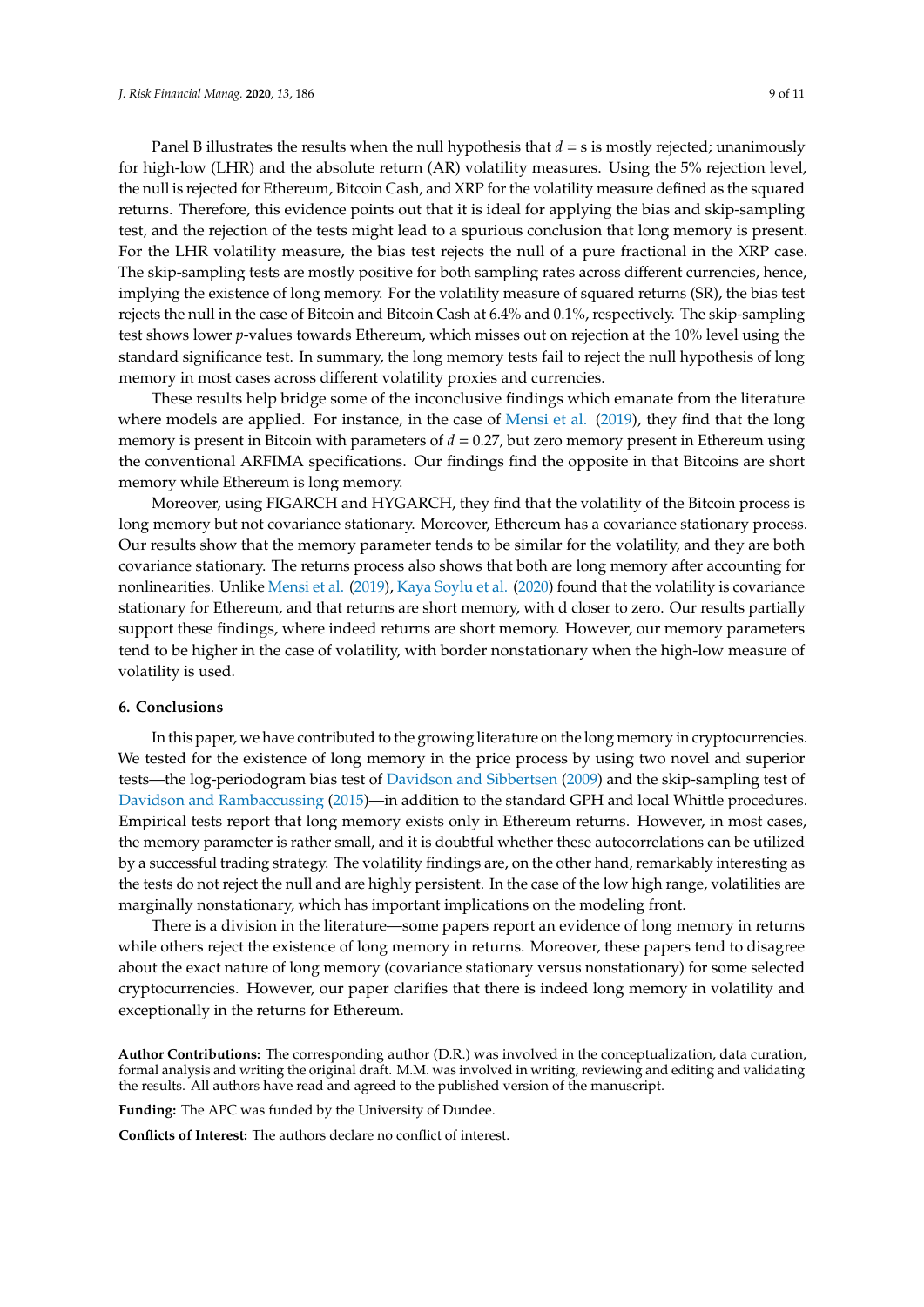Panel B illustrates the results when the null hypothesis that $d$ = s is mostly rejected; unanimously for high-low (LHR) and the absolute return (AR) volatility measures. Using the 5% rejection level, the null is rejected for Ethereum, Bitcoin Cash, and XRP for the volatility measure defined as the squared returns. Therefore, this evidence points out that it is ideal for applying the bias and skip-sampling test, and the rejection of the tests might lead to a spurious conclusion that long memory is present. For the LHR volatility measure, the bias test rejects the null of a pure fractional in the XRP case. The skip-sampling tests are mostly positive for both sampling rates across different currencies, hence, implying the existence of long memory. For the volatility measure of squared returns (SR), the bias test rejects the null in the case of Bitcoin and Bitcoin Cash at 6.4% and 0.1%, respectively. The skip-sampling test shows lower $p$-values towards Ethereum, which misses out on rejection at the 10% level using the standard significance test. In summary, the long memory tests fail to reject the null hypothesis of long memory in most cases across different volatility proxies and currencies.

These results help bridge some of the inconclusive findings which emanate from the literature where models are applied. For instance, in the case of Mensi et al. (2019), they find that the long memory is present in Bitcoin with parameters of $d = 0.27$, but zero memory present in Ethereum using the conventional ARFIMA specifications. Our findings find the opposite in that Bitcoins are short memory while Ethereum is long memory.

Moreover, using FIGARCH and HYGARCH, they find that the volatility of the Bitcoin process is long memory but not covariance stationary. Moreover, Ethereum has a covariance stationary process. Our results show that the memory parameter tends to be similar for the volatility, and they are both covariance stationary. The returns process also shows that both are long memory after accounting for nonlinearities. Unlike Mensi et al. (2019), Kaya Soylu et al. (2020) found that the volatility is covariance stationary for Ethereum, and that returns are short memory, with d closer to zero. Our results partially support these findings, where indeed returns are short memory. However, our memory parameters tend to be higher in the case of volatility, with border nonstationary when the high-low measure of volatility is used.

## 6. Conclusions

In this paper, we have contributed to the growing literature on the long memory in cryptocurrencies. We tested for the existence of long memory in the price process by using two novel and superior tests—the log-periodogram bias test of Davidson and Sibbertsen (2009) and the skip-sampling test of Davidson and Rambaccussing (2015)—in addition to the standard GPH and local Whittle procedures. Empirical tests report that long memory exists only in Ethereum returns. However, in most cases, the memory parameter is rather small, and it is doubtful whether these autocorrelations can be utilized by a successful trading strategy. The volatility findings are, on the other hand, remarkably interesting as the tests do not reject the null and are highly persistent. In the case of the low high range, volatilities are marginally nonstationary, which has important implications on the modeling front.

There is a division in the literature—some papers report an evidence of long memory in returns while others reject the existence of long memory in returns. Moreover, these papers tend to disagree about the exact nature of long memory (covariance stationary versus nonstationary) for some selected cryptocurrencies. However, our paper clarifies that there is indeed long memory in volatility and exceptionally in the returns for Ethereum.

**Author Contributions:** The corresponding author (D.R.) was involved in the conceptualization, data curation, formal analysis and writing the original draft. M.M. was involved in writing, reviewing and editing and validating the results. All authors have read and agreed to the published version of the manuscript.

**Funding:** The APC was funded by the University of Dundee.

**Conflicts of Interest:** The authors declare no conflict of interest.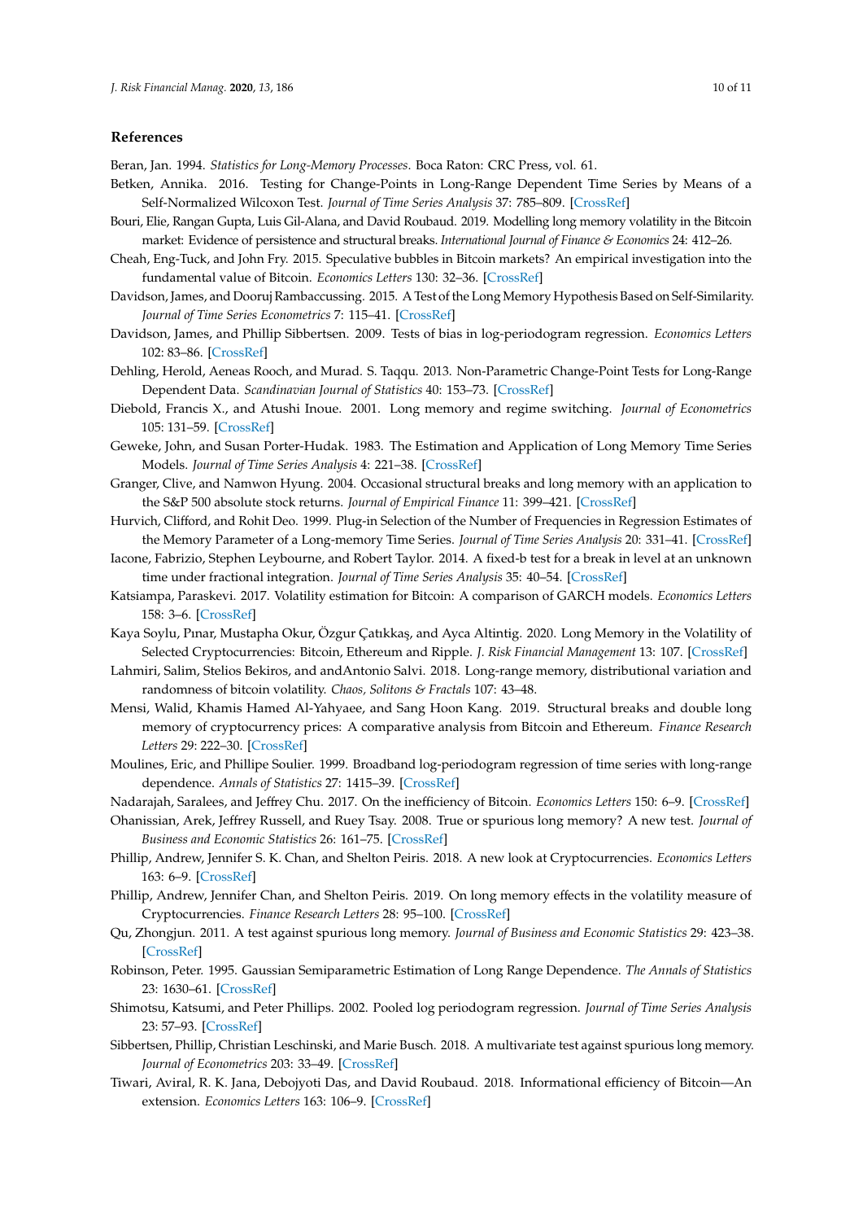## References

Beran, Jan. 1994. *Statistics for Long-Memory Processes*. Boca Raton: CRC Press, vol. 61.

Betken, Annika. 2016. Testing for Change-Points in Long-Range Dependent Time Series by Means of a Self-Normalized Wilcoxon Test. *Journal of Time Series Analysis* 37: 785–809. [CrossRef]

Bouri, Elie, Rangan Gupta, Luis Gil-Alana, and David Roubaud. 2019. Modelling long memory volatility in the Bitcoin market: Evidence of persistence and structural breaks. *International Journal of Finance & Economics* 24: 412–26.

Cheah, Eng-Tuck, and John Fry. 2015. Speculative bubbles in Bitcoin markets? An empirical investigation into the fundamental value of Bitcoin. *Economics Letters* 130: 32–36. [CrossRef]

Davidson, James, and Dooruj Rambaccussing. 2015. A Test of the Long Memory Hypothesis Based on Self-Similarity. *Journal of Time Series Econometrics* 7: 115–41. [CrossRef]

Davidson, James, and Phillip Sibbertsen. 2009. Tests of bias in log-periodogram regression. *Economics Letters* 102: 83–86. [CrossRef]

Dehling, Herold, Aeneas Rooch, and Murad. S. Taqqu. 2013. Non-Parametric Change-Point Tests for Long-Range Dependent Data. *Scandinavian Journal of Statistics* 40: 153–73. [CrossRef]

Diebold, Francis X., and Atushi Inoue. 2001. Long memory and regime switching. *Journal of Econometrics* 105: 131–59. [CrossRef]

Geweke, John, and Susan Porter-Hudak. 1983. The Estimation and Application of Long Memory Time Series Models. *Journal of Time Series Analysis* 4: 221–38. [CrossRef]

Granger, Clive, and Namwon Hyung. 2004. Occasional structural breaks and long memory with an application to the S&P 500 absolute stock returns. *Journal of Empirical Finance* 11: 399–421. [CrossRef]

Hurvich, Clifford, and Rohit Deo. 1999. Plug-in Selection of the Number of Frequencies in Regression Estimates of the Memory Parameter of a Long-memory Time Series. *Journal of Time Series Analysis* 20: 331–41. [CrossRef]

Iacone, Fabrizio, Stephen Leybourne, and Robert Taylor. 2014. A fixed-b test for a break in level at an unknown time under fractional integration. *Journal of Time Series Analysis* 35: 40–54. [CrossRef]

Katsiampa, Paraskevi. 2017. Volatility estimation for Bitcoin: A comparison of GARCH models. *Economics Letters* 158: 3–6. [CrossRef]

Kaya Soylu, Pınar, Mustapha Okur, Özgur Çatıkkaş, and Ayca Altintig. 2020. Long Memory in the Volatility of Selected Cryptocurrencies: Bitcoin, Ethereum and Ripple. *J. Risk Financial Management* 13: 107. [CrossRef]

Lahmiri, Salim, Stelios Bekiros, and andAntonio Salvi. 2018. Long-range memory, distributional variation and randomness of bitcoin volatility. *Chaos, Solitons & Fractals* 107: 43–48.

Mensi, Walid, Khamis Hamed Al-Yahyaee, and Sang Hoon Kang. 2019. Structural breaks and double long memory of cryptocurrency prices: A comparative analysis from Bitcoin and Ethereum. *Finance Research Letters* 29: 222–30. [CrossRef]

Moulines, Eric, and Phillipe Soulier. 1999. Broadband log-periodogram regression of time series with long-range dependence. *Annals of Statistics* 27: 1415–39. [CrossRef]

Nadarajah, Saralees, and Jeffrey Chu. 2017. On the inefficiency of Bitcoin. *Economics Letters* 150: 6–9. [CrossRef]

Ohanissian, Arek, Jeffrey Russell, and Ruey Tsay. 2008. True or spurious long memory? A new test. *Journal of Business and Economic Statistics* 26: 161–75. [CrossRef]

Phillip, Andrew, Jennifer S. K. Chan, and Shelton Peiris. 2018. A new look at Cryptocurrencies. *Economics Letters* 163: 6–9. [CrossRef]

Phillip, Andrew, Jennifer Chan, and Shelton Peiris. 2019. On long memory effects in the volatility measure of Cryptocurrencies. *Finance Research Letters* 28: 95–100. [CrossRef]

Qu, Zhongjun. 2011. A test against spurious long memory. *Journal of Business and Economic Statistics* 29: 423–38. [CrossRef]

Robinson, Peter. 1995. Gaussian Semiparametric Estimation of Long Range Dependence. *The Annals of Statistics* 23: 1630–61. [CrossRef]

Shimotsu, Katsumi, and Peter Phillips. 2002. Pooled log periodogram regression. *Journal of Time Series Analysis* 23: 57–93. [CrossRef]

Sibbertsen, Phillip, Christian Leschinski, and Marie Busch. 2018. A multivariate test against spurious long memory. *Journal of Econometrics* 203: 33–49. [CrossRef]

Tiwari, Aviral, R. K. Jana, Debojyoti Das, and David Roubaud. 2018. Informational efficiency of Bitcoin—An extension. *Economics Letters* 163: 106–9. [CrossRef]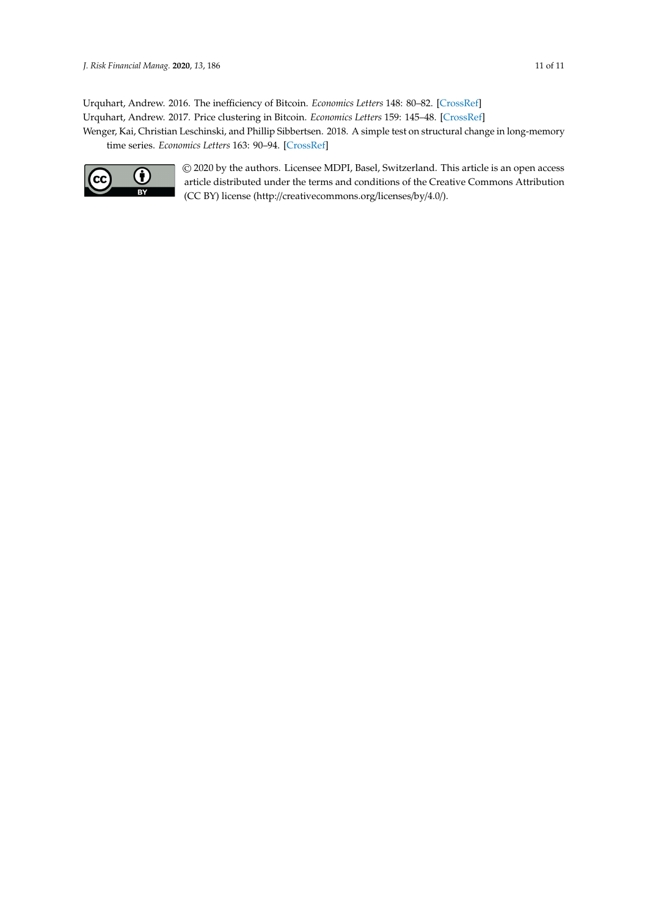Urquhart, Andrew. 2016. The inefficiency of Bitcoin. *Economics Letters* 148: 80–82. [CrossRef]

Urquhart, Andrew. 2017. Price clustering in Bitcoin. *Economics Letters* 159: 145–48. [CrossRef]

Wenger, Kai, Christian Leschinski, and Phillip Sibbertsen. 2018. A simple test on structural change in long-memory time series. *Economics Letters* 163: 90–94. [CrossRef]

© 2020 by the authors. Licensee MDPI, Basel, Switzerland. This article is an open access article distributed under the terms and conditions of the Creative Commons Attribution (CC BY) license (http://creativecommons.org/licenses/by/4.0/).